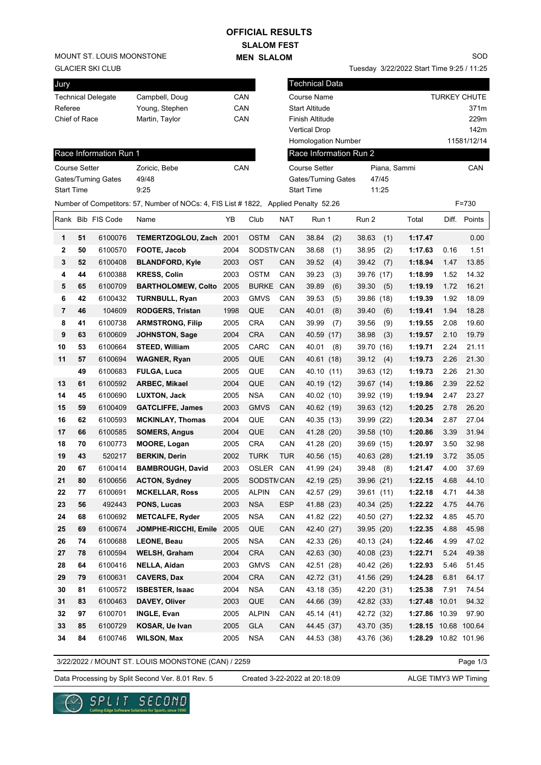# OFFICIAL RESULTS

## SLALOM FEST

## MEN SLALOM

MOUNT ST. LOUIS MOONSTONE

GLACIER SKI CLUB

SOD

Tuesday 3/22/2022 Start Time 9:25 / 11:25

| Jury | | |
|---|---|---|
| Technical Delegate | Campbell, Doug | CAN |
| Referee | Young, Stephen | CAN |
| Chief of Race | Martin, Taylor | CAN |

| Technical Data | |
|---|---|
| Course Name | TURKEY CHUTE |
| Start Altitude | 371m |
| Finish Altitude | 229m |
| Vertical Drop | 142m |
| Homologation Number | 11581/12/14 |

| Race Information Run 1 | | |
|---|---|---|
| Course Setter | Zoricic, Bebe | CAN |
| Gates/Turning Gates | 49/48 | |
| Start Time | 9:25 | |

| Race Information Run 2 | | |
|---|---|---|
| Course Setter | Piana, Sammi | CAN |
| Gates/Turning Gates | 47/45 | |
| Start Time | 11:25 | |

Number of Competitors: 57, Number of NOCs: 4, FIS List # 1822, Applied Penalty 52.26 F=730

| Rank | Bib | FIS Code | Name | YB | Club | NAT | Run 1 | Run 2 | Total | Diff. | Points |
|---|---|---|---|---|---|---|---|---|---|---|---|
| 1 | 51 | 6100076 | TEMERTZOGLOU, Zach | 2001 | OSTM | CAN | 38.84 (2) | 38.63 (1) | 1:17.47 | | 0.00 |
| 2 | 50 | 6100570 | FOOTE, Jacob | 2004 | SODSTM | CAN | 38.68 (1) | 38.95 (2) | 1:17.63 | 0.16 | 1.51 |
| 3 | 52 | 6100408 | BLANDFORD, Kyle | 2003 | OST | CAN | 39.52 (4) | 39.42 (7) | 1:18.94 | 1.47 | 13.85 |
| 4 | 44 | 6100388 | KRESS, Colin | 2003 | OSTM | CAN | 39.23 (3) | 39.76 (17) | 1:18.99 | 1.52 | 14.32 |
| 5 | 65 | 6100709 | BARTHOLOMEW, Colto | 2005 | BURKE | CAN | 39.89 (6) | 39.30 (5) | 1:19.19 | 1.72 | 16.21 |
| 6 | 42 | 6100432 | TURNBULL, Ryan | 2003 | GMVS | CAN | 39.53 (5) | 39.86 (18) | 1:19.39 | 1.92 | 18.09 |
| 7 | 46 | 104609 | RODGERS, Tristan | 1998 | QUE | CAN | 40.01 (8) | 39.40 (6) | 1:19.41 | 1.94 | 18.28 |
| 8 | 41 | 6100738 | ARMSTRONG, Filip | 2005 | CRA | CAN | 39.99 (7) | 39.56 (9) | 1:19.55 | 2.08 | 19.60 |
| 9 | 63 | 6100609 | JOHNSTON, Sage | 2004 | CRA | CAN | 40.59 (17) | 38.98 (3) | 1:19.57 | 2.10 | 19.79 |
| 10 | 53 | 6100664 | STEED, William | 2005 | CARC | CAN | 40.01 (8) | 39.70 (16) | 1:19.71 | 2.24 | 21.11 |
| 11 | 57 | 6100694 | WAGNER, Ryan | 2005 | QUE | CAN | 40.61 (18) | 39.12 (4) | 1:19.73 | 2.26 | 21.30 |
| | 49 | 6100683 | FULGA, Luca | 2005 | QUE | CAN | 40.10 (11) | 39.63 (12) | 1:19.73 | 2.26 | 21.30 |
| 13 | 61 | 6100592 | ARBEC, Mikael | 2004 | QUE | CAN | 40.19 (12) | 39.67 (14) | 1:19.86 | 2.39 | 22.52 |
| 14 | 45 | 6100690 | LUXTON, Jack | 2005 | NSA | CAN | 40.02 (10) | 39.92 (19) | 1:19.94 | 2.47 | 23.27 |
| 15 | 59 | 6100409 | GATCLIFFE, James | 2003 | GMVS | CAN | 40.62 (19) | 39.63 (12) | 1:20.25 | 2.78 | 26.20 |
| 16 | 62 | 6100593 | MCKINLAY, Thomas | 2004 | QUE | CAN | 40.35 (13) | 39.99 (22) | 1:20.34 | 2.87 | 27.04 |
| 17 | 66 | 6100585 | SOMERS, Angus | 2004 | QUE | CAN | 41.28 (20) | 39.58 (10) | 1:20.86 | 3.39 | 31.94 |
| 18 | 70 | 6100773 | MOORE, Logan | 2005 | CRA | CAN | 41.28 (20) | 39.69 (15) | 1:20.97 | 3.50 | 32.98 |
| 19 | 43 | 520217 | BERKIN, Derin | 2002 | TURK | TUR | 40.56 (15) | 40.63 (28) | 1:21.19 | 3.72 | 35.05 |
| 20 | 67 | 6100414 | BAMBROUGH, David | 2003 | OSLER | CAN | 41.99 (24) | 39.48 (8) | 1:21.47 | 4.00 | 37.69 |
| 21 | 80 | 6100656 | ACTON, Sydney | 2005 | SODSTM | CAN | 42.19 (25) | 39.96 (21) | 1:22.15 | 4.68 | 44.10 |
| 22 | 77 | 6100691 | MCKELLAR, Ross | 2005 | ALPIN | CAN | 42.57 (29) | 39.61 (11) | 1:22.18 | 4.71 | 44.38 |
| 23 | 56 | 492443 | PONS, Lucas | 2003 | NSA | ESP | 41.88 (23) | 40.34 (25) | 1:22.22 | 4.75 | 44.76 |
| 24 | 68 | 6100692 | METCALFE, Ryder | 2005 | NSA | CAN | 41.82 (22) | 40.50 (27) | 1:22.32 | 4.85 | 45.70 |
| 25 | 69 | 6100674 | JOMPHE-RICCHI, Emile | 2005 | QUE | CAN | 42.40 (27) | 39.95 (20) | 1:22.35 | 4.88 | 45.98 |
| 26 | 74 | 6100688 | LEONE, Beau | 2005 | NSA | CAN | 42.33 (26) | 40.13 (24) | 1:22.46 | 4.99 | 47.02 |
| 27 | 78 | 6100594 | WELSH, Graham | 2004 | CRA | CAN | 42.63 (30) | 40.08 (23) | 1:22.71 | 5.24 | 49.38 |
| 28 | 64 | 6100416 | NELLA, Aidan | 2003 | GMVS | CAN | 42.51 (28) | 40.42 (26) | 1:22.93 | 5.46 | 51.45 |
| 29 | 79 | 6100631 | CAVERS, Dax | 2004 | CRA | CAN | 42.72 (31) | 41.56 (29) | 1:24.28 | 6.81 | 64.17 |
| 30 | 81 | 6100572 | ISBESTER, Isaac | 2004 | NSA | CAN | 43.18 (35) | 42.20 (31) | 1:25.38 | 7.91 | 74.54 |
| 31 | 83 | 6100463 | DAVEY, Oliver | 2003 | QUE | CAN | 44.66 (39) | 42.82 (33) | 1:27.48 | 10.01 | 94.32 |
| 32 | 97 | 6100701 | INGLE, Evan | 2005 | ALPIN | CAN | 45.14 (41) | 42.72 (32) | 1:27.86 | 10.39 | 97.90 |
| 33 | 85 | 6100729 | KOSAR, Ue Ivan | 2005 | GLA | CAN | 44.45 (37) | 43.70 (35) | 1:28.15 | 10.68 | 100.64 |
| 34 | 84 | 6100746 | WILSON, Max | 2005 | NSA | CAN | 44.53 (38) | 43.76 (36) | 1:28.29 | 10.82 | 101.96 |

3/22/2022 / MOUNT ST. LOUIS MOONSTONE (CAN) / 2259

Data Processing by Split Second Ver. 8.01 Rev. 5 Created 3-22-2022 at 20:18:09 ALGE TIMY3 WP Timing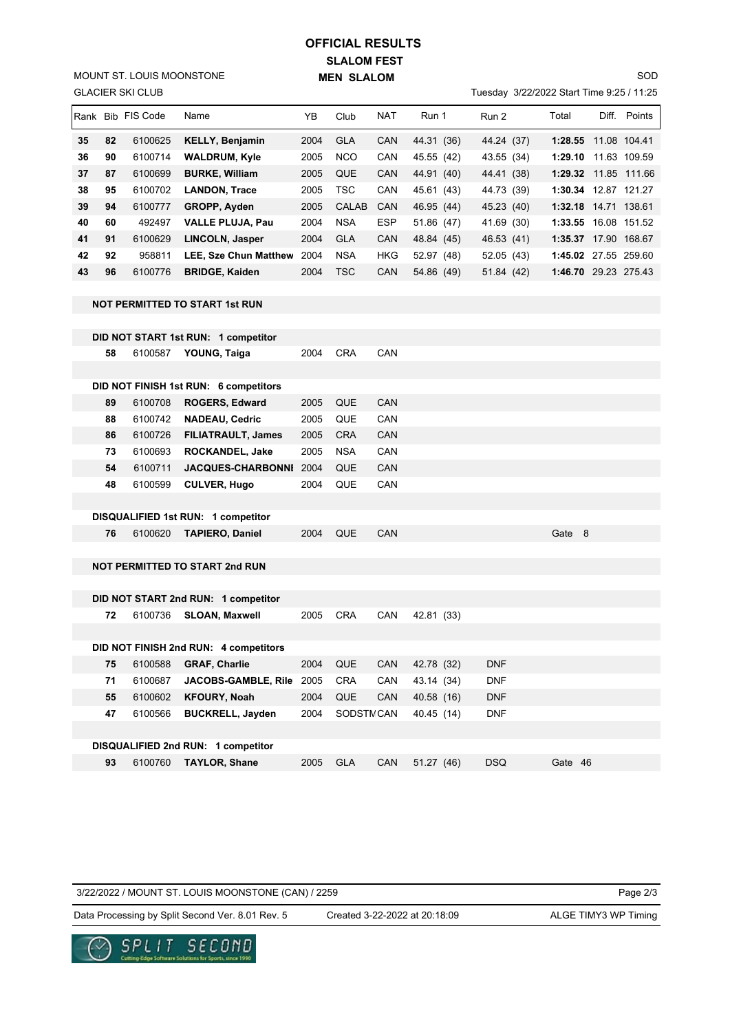# OFFICIAL RESULTS

## SLALOM FEST

## MEN SLALOM

MOUNT ST. LOUIS MOONSTONE
GLACIER SKI CLUB

SOD
Tuesday 3/22/2022 Start Time 9:25 / 11:25

| Rank | Bib | FIS Code | Name | YB | Club | NAT | Run 1 | Run 2 | Total | Diff. | Points |
|---|---|---|---|---|---|---|---|---|---|---|---|
| **35** | **82** | 6100625 | **KELLY, Benjamin** | 2004 | GLA | CAN | 44.31 (36) | 44.24 (37) | **1:28.55** | 11.08 | 104.41 |
| **36** | **90** | 6100714 | **WALDRUM, Kyle** | 2005 | NCO | CAN | 45.55 (42) | 43.55 (34) | **1:29.10** | 11.63 | 109.59 |
| **37** | **87** | 6100699 | **BURKE, William** | 2005 | QUE | CAN | 44.91 (40) | 44.41 (38) | **1:29.32** | 11.85 | 111.66 |
| **38** | **95** | 6100702 | **LANDON, Trace** | 2005 | TSC | CAN | 45.61 (43) | 44.73 (39) | **1:30.34** | 12.87 | 121.27 |
| **39** | **94** | 6100777 | **GROPP, Ayden** | 2005 | CALAB | CAN | 46.95 (44) | 45.23 (40) | **1:32.18** | 14.71 | 138.61 |
| **40** | **60** | 492497 | **VALLE PLUJA, Pau** | 2004 | NSA | ESP | 51.86 (47) | 41.69 (30) | **1:33.55** | 16.08 | 151.52 |
| **41** | **91** | 6100629 | **LINCOLN, Jasper** | 2004 | GLA | CAN | 48.84 (45) | 46.53 (41) | **1:35.37** | 17.90 | 168.67 |
| **42** | **92** | 958811 | **LEE, Sze Chun Matthew** | 2004 | NSA | HKG | 52.97 (48) | 52.05 (43) | **1:45.02** | 27.55 | 259.60 |
| **43** | **96** | 6100776 | **BRIDGE, Kaiden** | 2004 | TSC | CAN | 54.86 (49) | 51.84 (42) | **1:46.70** | 29.23 | 275.43 |

**NOT PERMITTED TO START 1st RUN**

**DID NOT START 1st RUN: 1 competitor**

| Bib | FIS Code | Name | YB | Club | NAT |
|---|---|---|---|---|---|
| **58** | 6100587 | **YOUNG, Taiga** | 2004 | CRA | CAN |

**DID NOT FINISH 1st RUN: 6 competitors**

| Bib | FIS Code | Name | YB | Club | NAT |
|---|---|---|---|---|---|
| **89** | 6100708 | **ROGERS, Edward** | 2005 | QUE | CAN |
| **88** | 6100742 | **NADEAU, Cedric** | 2005 | QUE | CAN |
| **86** | 6100726 | **FILIATRAULT, James** | 2005 | CRA | CAN |
| **73** | 6100693 | **ROCKANDEL, Jake** | 2005 | NSA | CAN |
| **54** | 6100711 | **JACQUES-CHARBONNI** | 2004 | QUE | CAN |
| **48** | 6100599 | **CULVER, Hugo** | 2004 | QUE | CAN |

**DISQUALIFIED 1st RUN: 1 competitor**

| Bib | FIS Code | Name | YB | Club | NAT | |
|---|---|---|---|---|---|---|
| **76** | 6100620 | **TAPIERO, Daniel** | 2004 | QUE | CAN | Gate 8 |

**NOT PERMITTED TO START 2nd RUN**

**DID NOT START 2nd RUN: 1 competitor**

| Bib | FIS Code | Name | YB | Club | NAT | Run 1 |
|---|---|---|---|---|---|---|
| **72** | 6100736 | **SLOAN, Maxwell** | 2005 | CRA | CAN | 42.81 (33) |

**DID NOT FINISH 2nd RUN: 4 competitors**

| Bib | FIS Code | Name | YB | Club | NAT | Run 1 | Run 2 |
|---|---|---|---|---|---|---|---|
| **75** | 6100588 | **GRAF, Charlie** | 2004 | QUE | CAN | 42.78 (32) | DNF |
| **71** | 6100687 | **JACOBS-GAMBLE, Rile** | 2005 | CRA | CAN | 43.14 (34) | DNF |
| **55** | 6100602 | **KFOURY, Noah** | 2004 | QUE | CAN | 40.58 (16) | DNF |
| **47** | 6100566 | **BUCKRELL, Jayden** | 2004 | SODSTM | CAN | 40.45 (14) | DNF |

**DISQUALIFIED 2nd RUN: 1 competitor**

| Bib | FIS Code | Name | YB | Club | NAT | Run 1 | Run 2 | |
|---|---|---|---|---|---|---|---|---|
| **93** | 6100760 | **TAYLOR, Shane** | 2005 | GLA | CAN | 51.27 (46) | DSQ | Gate 46 |

3/22/2022 / MOUNT ST. LOUIS MOONSTONE (CAN) / 2259

Data Processing by Split Second Ver. 8.01 Rev. 5 | Created 3-22-2022 at 20:18:09 | ALGE TIMY3 WP Timing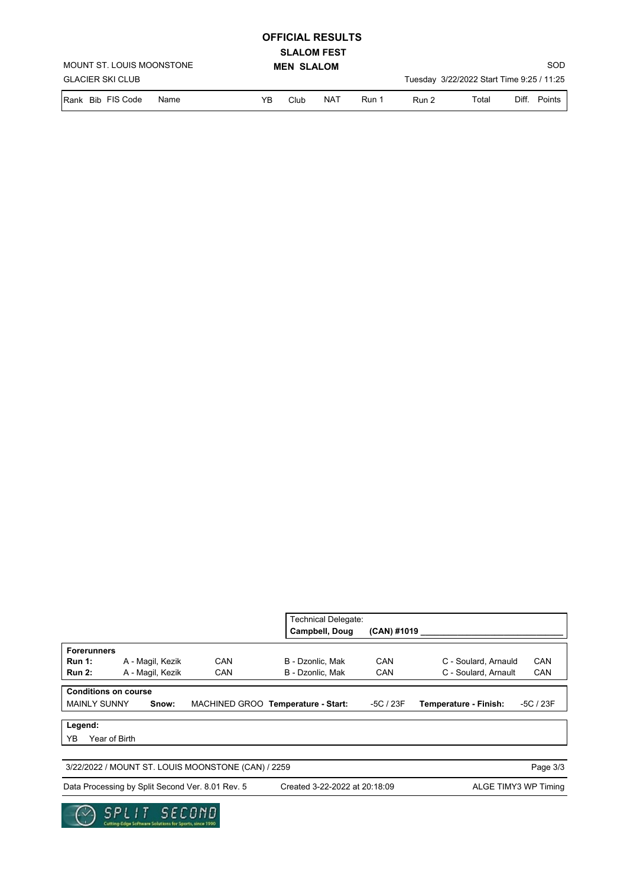# OFFICIAL RESULTS

## SLALOM FEST

## MEN SLALOM

MOUNT ST. LOUIS MOONSTONE

GLACIER SKI CLUB

SOD

Tuesday 3/22/2022 Start Time 9:25 / 11:25

| Rank | Bib | FIS Code | Name | YB | Club | NAT | Run 1 | Run 2 | Total | Diff. | Points |
|---|---|---|---|---|---|---|---|---|---|---|---|

Technical Delegate:
**Campbell, Doug** (CAN) #1019

| **Forerunners** | | | | | | |
|---|---|---|---|---|---|---|
| **Run 1:** | A - Magil, Kezik | CAN | B - Dzonlic, Mak | CAN | C - Soulard, Arnauld | CAN |
| **Run 2:** | A - Magil, Kezik | CAN | B - Dzonlic, Mak | CAN | C - Soulard, Arnault | CAN |

**Conditions on course**

MAINLY SUNNY **Snow:** MACHINED GROO **Temperature - Start:** -5C / 23F **Temperature - Finish:** -5C / 23F

**Legend:**

YB Year of Birth

3/22/2022 / MOUNT ST. LOUIS MOONSTONE (CAN) / 2259

Data Processing by Split Second Ver. 8.01 Rev. 5 | Created 3-22-2022 at 20:18:09 | ALGE TIMY3 WP Timing